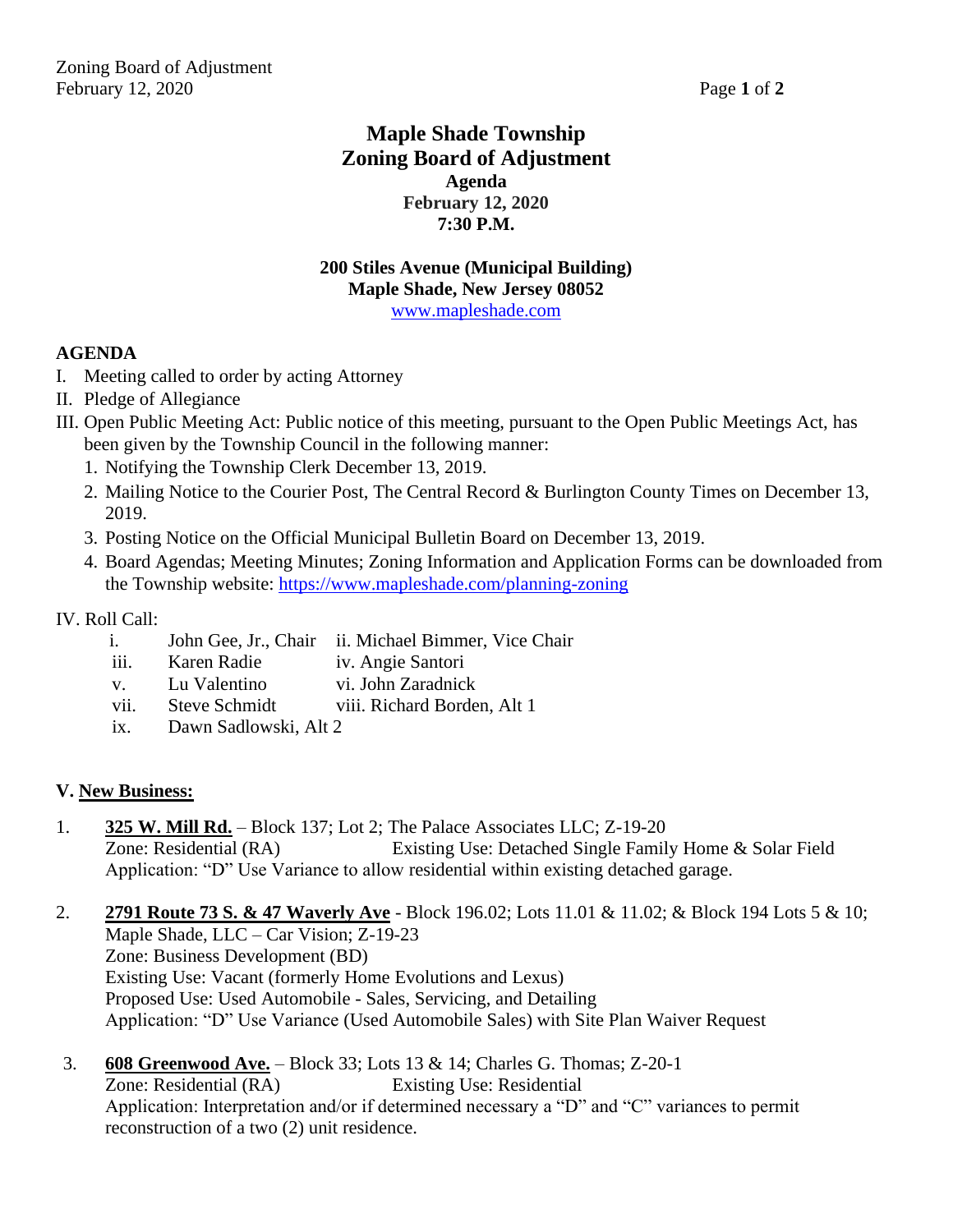# Maple Shade Township
# Zoning Board of Adjustment

**Agenda**
**February 12, 2020**
**7:30 P.M.**

**200 Stiles Avenue (Municipal Building)**
**Maple Shade, New Jersey 08052**
www.mapleshade.com

## AGENDA

I. Meeting called to order by acting Attorney

II. Pledge of Allegiance

III. Open Public Meeting Act: Public notice of this meeting, pursuant to the Open Public Meetings Act, has been given by the Township Council in the following manner:

1. Notifying the Township Clerk December 13, 2019.
2. Mailing Notice to the Courier Post, The Central Record & Burlington County Times on December 13, 2019.
3. Posting Notice on the Official Municipal Bulletin Board on December 13, 2019.
4. Board Agendas; Meeting Minutes; Zoning Information and Application Forms can be downloaded from the Township website: https://www.mapleshade.com/planning-zoning

IV. Roll Call:

- i. John Gee, Jr., Chair
- ii. Michael Bimmer, Vice Chair
- iii. Karen Radie
- iv. Angie Santori
- v. Lu Valentino
- vi. John Zaradnick
- vii. Steve Schmidt
- viii. Richard Borden, Alt 1
- ix. Dawn Sadlowski, Alt 2

## V. New Business:

1. **325 W. Mill Rd.** – Block 137; Lot 2; The Palace Associates LLC; Z-19-20
   Zone: Residential (RA) Existing Use: Detached Single Family Home & Solar Field
   Application: "D" Use Variance to allow residential within existing detached garage.

2. **2791 Route 73 S. & 47 Waverly Ave** - Block 196.02; Lots 11.01 & 11.02; & Block 194 Lots 5 & 10; Maple Shade, LLC – Car Vision; Z-19-23
   Zone: Business Development (BD)
   Existing Use: Vacant (formerly Home Evolutions and Lexus)
   Proposed Use: Used Automobile - Sales, Servicing, and Detailing
   Application: "D" Use Variance (Used Automobile Sales) with Site Plan Waiver Request

3. **608 Greenwood Ave.** – Block 33; Lots 13 & 14; Charles G. Thomas; Z-20-1
   Zone: Residential (RA) Existing Use: Residential
   Application: Interpretation and/or if determined necessary a "D" and "C" variances to permit reconstruction of a two (2) unit residence.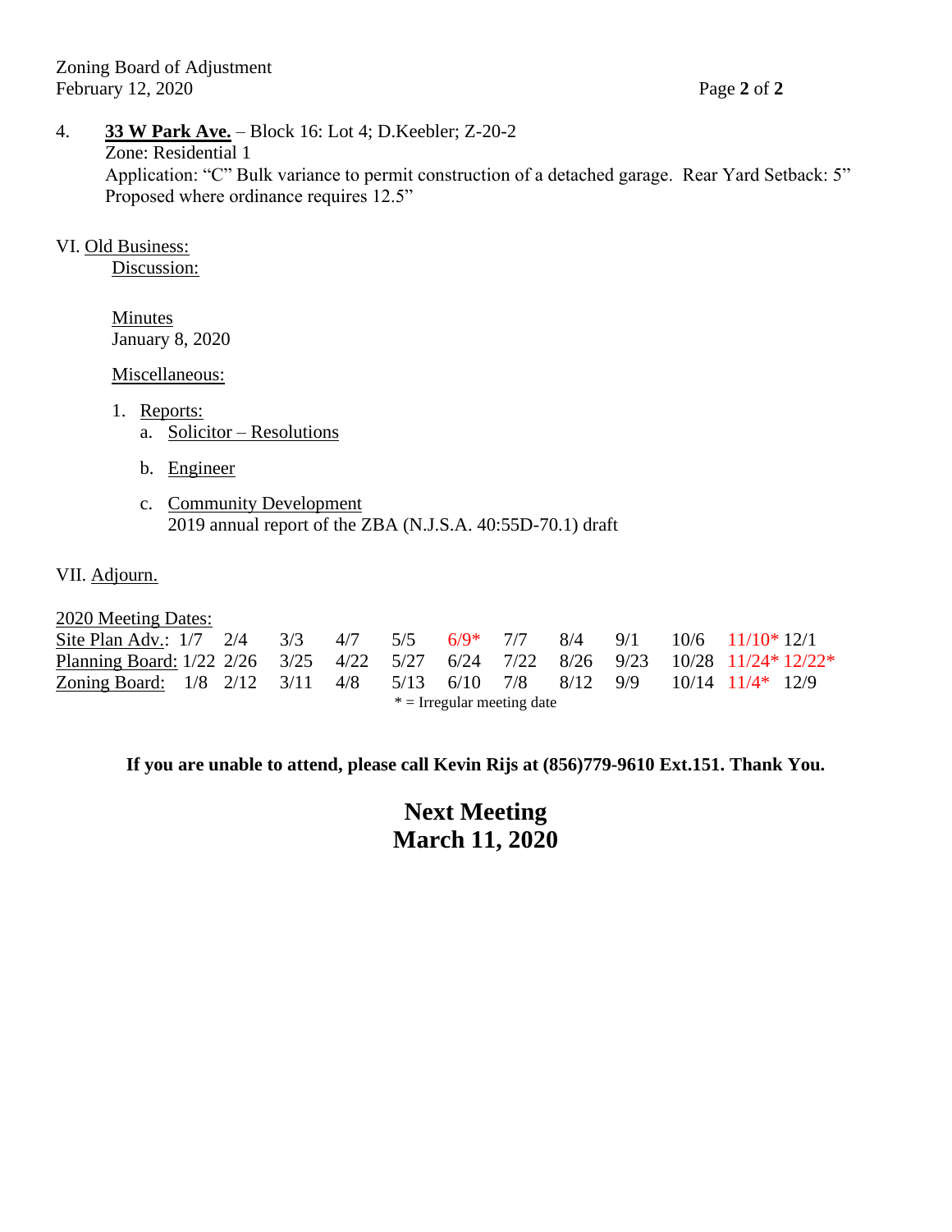4. **33 W Park Ave.** – Block 16: Lot 4; D.Keebler; Z-20-2
   Zone: Residential 1
   Application: "C" Bulk variance to permit construction of a detached garage. Rear Yard Setback: 5" Proposed where ordinance requires 12.5"

VI. Old Business:

Discussion:

Minutes
January 8, 2020

Miscellaneous:

1. Reports:
   a. Solicitor – Resolutions
   b. Engineer
   c. Community Development
      2019 annual report of the ZBA (N.J.S.A. 40:55D-70.1) draft

VII. Adjourn.

2020 Meeting Dates:

| | | | | | | | | | | | | |
|---|---|---|---|---|---|---|---|---|---|---|---|---|
| Site Plan Adv.: | 1/7 | 2/4 | 3/3 | 4/7 | 5/5 | 6/9* | 7/7 | 8/4 | 9/1 | 10/6 | 11/10* | 12/1 |
| Planning Board: | 1/22 | 2/26 | 3/25 | 4/22 | 5/27 | 6/24 | 7/22 | 8/26 | 9/23 | 10/28 | 11/24* | 12/22* |
| Zoning Board: | 1/8 | 2/12 | 3/11 | 4/8 | 5/13 | 6/10 | 7/8 | 8/12 | 9/9 | 10/14 | 11/4* | 12/9 |

* = Irregular meeting date

**If you are unable to attend, please call Kevin Rijs at (856)779-9610 Ext.151. Thank You.**

**Next Meeting**
**March 11, 2020**